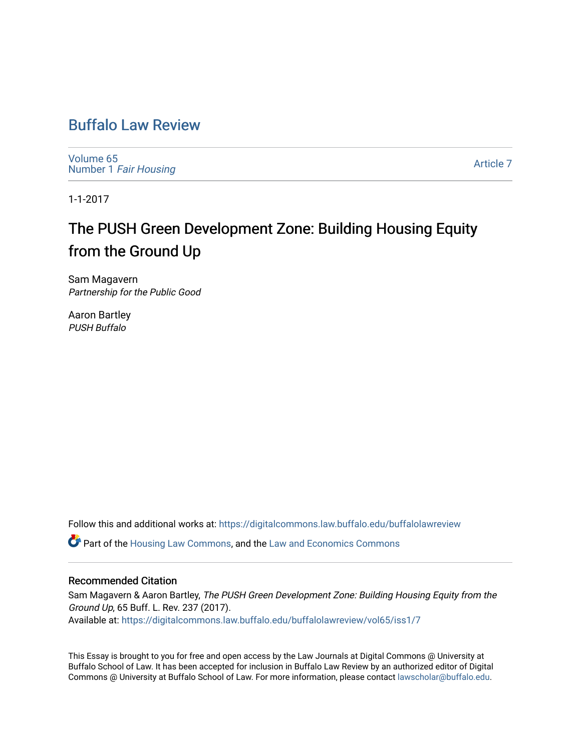# Buffalo Law Review

Volume 65
Number 1 *Fair Housing*

Article 7

1-1-2017

## The PUSH Green Development Zone: Building Housing Equity from the Ground Up

Sam Magavern
*Partnership for the Public Good*

Aaron Bartley
*PUSH Buffalo*

Follow this and additional works at: https://digitalcommons.law.buffalo.edu/buffalolawreview

Part of the Housing Law Commons, and the Law and Economics Commons

### Recommended Citation

Sam Magavern & Aaron Bartley, *The PUSH Green Development Zone: Building Housing Equity from the Ground Up*, 65 Buff. L. Rev. 237 (2017).
Available at: https://digitalcommons.law.buffalo.edu/buffalolawreview/vol65/iss1/7

This Essay is brought to you for free and open access by the Law Journals at Digital Commons @ University at Buffalo School of Law. It has been accepted for inclusion in Buffalo Law Review by an authorized editor of Digital Commons @ University at Buffalo School of Law. For more information, please contact lawscholar@buffalo.edu.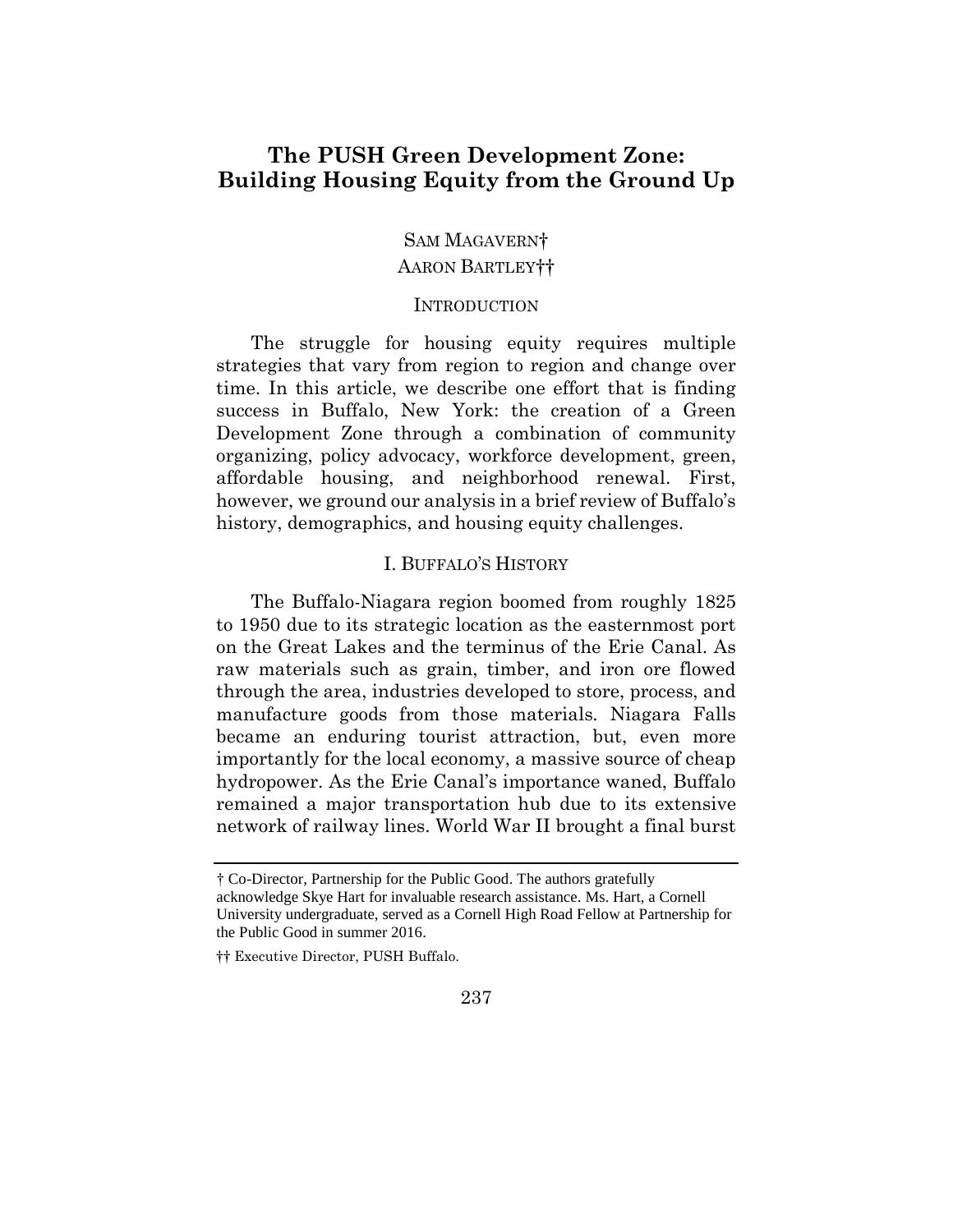# The PUSH Green Development Zone: Building Housing Equity from the Ground Up

SAM MAGAVERN†

AARON BARTLEY††

## INTRODUCTION

The struggle for housing equity requires multiple strategies that vary from region to region and change over time. In this article, we describe one effort that is finding success in Buffalo, New York: the creation of a Green Development Zone through a combination of community organizing, policy advocacy, workforce development, green, affordable housing, and neighborhood renewal. First, however, we ground our analysis in a brief review of Buffalo's history, demographics, and housing equity challenges.

## I. BUFFALO'S HISTORY

The Buffalo-Niagara region boomed from roughly 1825 to 1950 due to its strategic location as the easternmost port on the Great Lakes and the terminus of the Erie Canal. As raw materials such as grain, timber, and iron ore flowed through the area, industries developed to store, process, and manufacture goods from those materials. Niagara Falls became an enduring tourist attraction, but, even more importantly for the local economy, a massive source of cheap hydropower. As the Erie Canal's importance waned, Buffalo remained a major transportation hub due to its extensive network of railway lines. World War II brought a final burst

---

† Co-Director, Partnership for the Public Good. The authors gratefully acknowledge Skye Hart for invaluable research assistance. Ms. Hart, a Cornell University undergraduate, served as a Cornell High Road Fellow at Partnership for the Public Good in summer 2016.

†† Executive Director, PUSH Buffalo.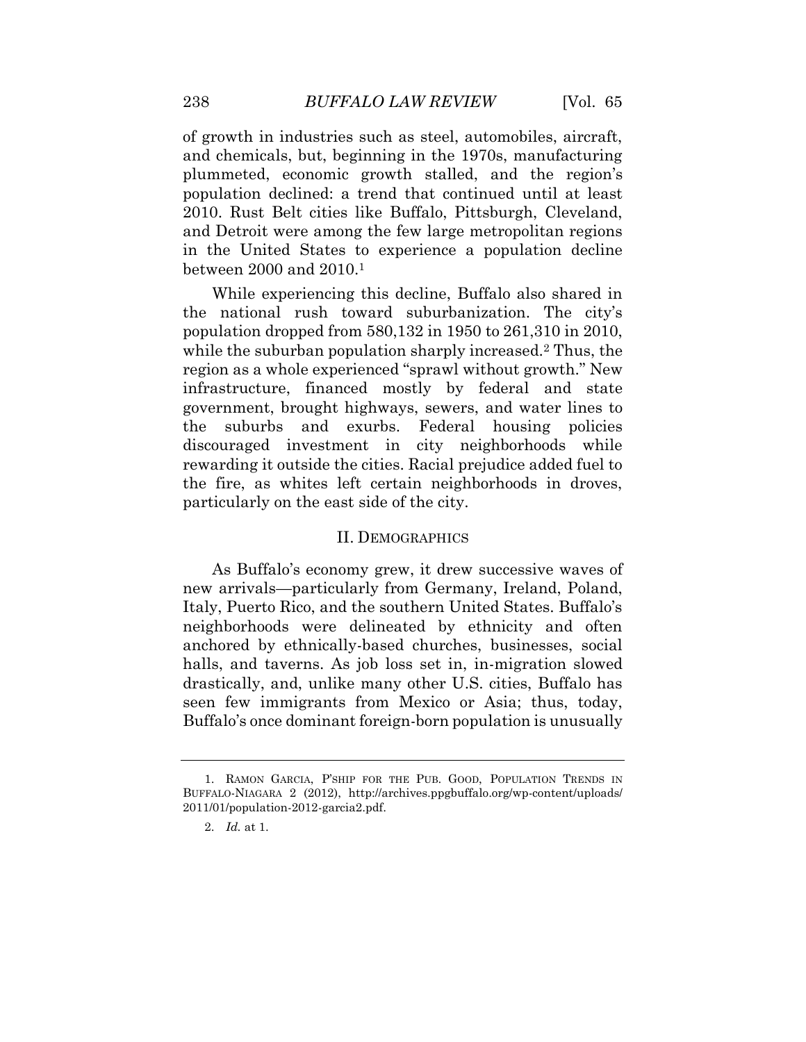of growth in industries such as steel, automobiles, aircraft, and chemicals, but, beginning in the 1970s, manufacturing plummeted, economic growth stalled, and the region's population declined: a trend that continued until at least 2010. Rust Belt cities like Buffalo, Pittsburgh, Cleveland, and Detroit were among the few large metropolitan regions in the United States to experience a population decline between 2000 and 2010.[1]

While experiencing this decline, Buffalo also shared in the national rush toward suburbanization. The city's population dropped from 580,132 in 1950 to 261,310 in 2010, while the suburban population sharply increased.[2] Thus, the region as a whole experienced "sprawl without growth." New infrastructure, financed mostly by federal and state government, brought highways, sewers, and water lines to the suburbs and exurbs. Federal housing policies discouraged investment in city neighborhoods while rewarding it outside the cities. Racial prejudice added fuel to the fire, as whites left certain neighborhoods in droves, particularly on the east side of the city.

## II. DEMOGRAPHICS

As Buffalo's economy grew, it drew successive waves of new arrivals—particularly from Germany, Ireland, Poland, Italy, Puerto Rico, and the southern United States. Buffalo's neighborhoods were delineated by ethnicity and often anchored by ethnically-based churches, businesses, social halls, and taverns. As job loss set in, in-migration slowed drastically, and, unlike many other U.S. cities, Buffalo has seen few immigrants from Mexico or Asia; thus, today, Buffalo's once dominant foreign-born population is unusually

---

1. RAMON GARCIA, P'SHIP FOR THE PUB. GOOD, POPULATION TRENDS IN BUFFALO-NIAGARA 2 (2012), http://archives.ppgbuffalo.org/wp-content/uploads/2011/01/population-2012-garcia2.pdf.

2. *Id.* at 1.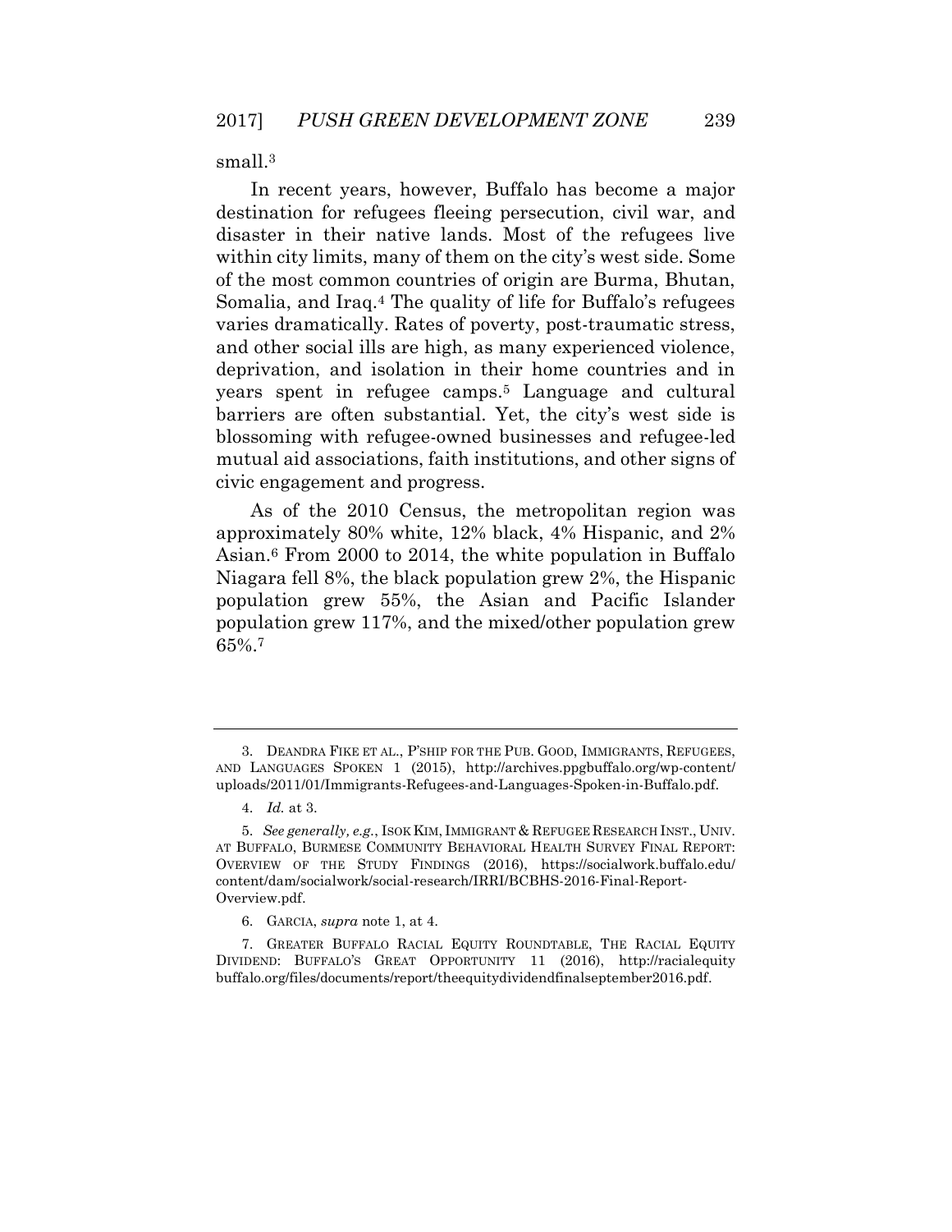small.[3]

In recent years, however, Buffalo has become a major destination for refugees fleeing persecution, civil war, and disaster in their native lands. Most of the refugees live within city limits, many of them on the city's west side. Some of the most common countries of origin are Burma, Bhutan, Somalia, and Iraq.[4] The quality of life for Buffalo's refugees varies dramatically. Rates of poverty, post-traumatic stress, and other social ills are high, as many experienced violence, deprivation, and isolation in their home countries and in years spent in refugee camps.[5] Language and cultural barriers are often substantial. Yet, the city's west side is blossoming with refugee-owned businesses and refugee-led mutual aid associations, faith institutions, and other signs of civic engagement and progress.

As of the 2010 Census, the metropolitan region was approximately 80% white, 12% black, 4% Hispanic, and 2% Asian.[6] From 2000 to 2014, the white population in Buffalo Niagara fell 8%, the black population grew 2%, the Hispanic population grew 55%, the Asian and Pacific Islander population grew 117%, and the mixed/other population grew 65%.[7]

---

3. DEANDRA FIKE ET AL., P'SHIP FOR THE PUB. GOOD, IMMIGRANTS, REFUGEES, AND LANGUAGES SPOKEN 1 (2015), http://archives.ppgbuffalo.org/wp-content/uploads/2011/01/Immigrants-Refugees-and-Languages-Spoken-in-Buffalo.pdf.

4. *Id.* at 3.

5. *See generally, e.g.*, ISOK KIM, IMMIGRANT & REFUGEE RESEARCH INST., UNIV. AT BUFFALO, BURMESE COMMUNITY BEHAVIORAL HEALTH SURVEY FINAL REPORT: OVERVIEW OF THE STUDY FINDINGS (2016), https://socialwork.buffalo.edu/content/dam/socialwork/social-research/IRRI/BCBHS-2016-Final-Report-Overview.pdf.

6. GARCIA, *supra* note 1, at 4.

7. GREATER BUFFALO RACIAL EQUITY ROUNDTABLE, THE RACIAL EQUITY DIVIDEND: BUFFALO'S GREAT OPPORTUNITY 11 (2016), http://racialequitybuffalo.org/files/documents/report/theequitydividendfinalseptember2016.pdf.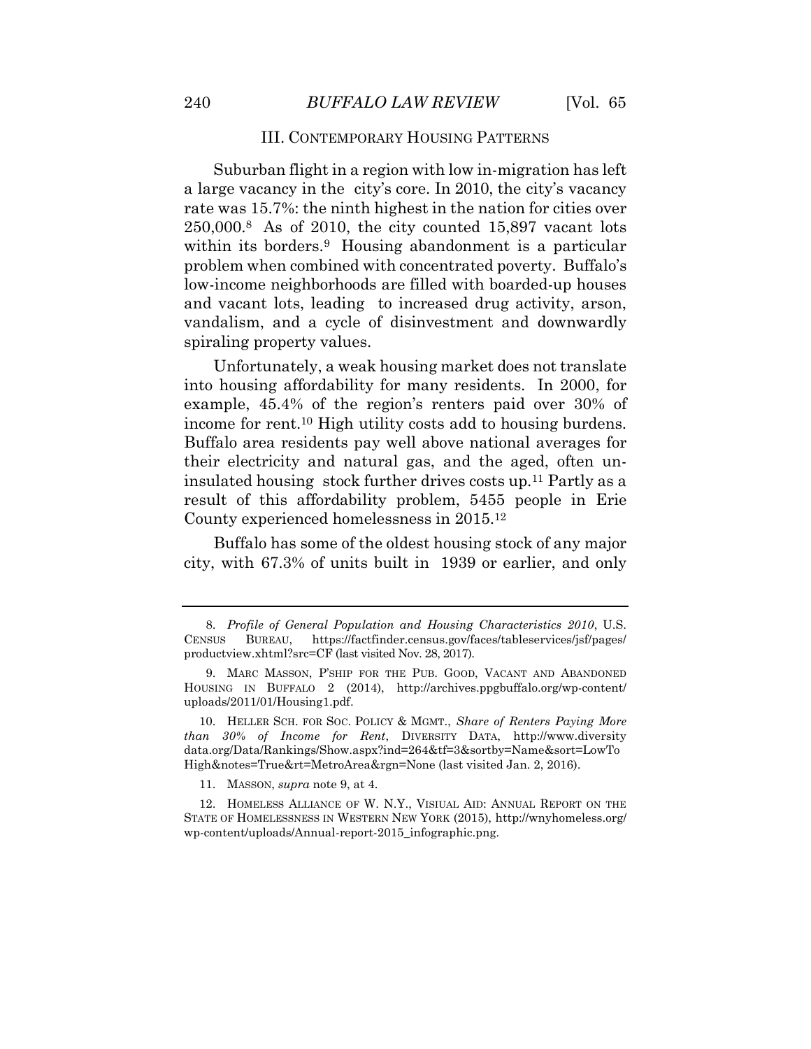## III. CONTEMPORARY HOUSING PATTERNS

Suburban flight in a region with low in-migration has left a large vacancy in the city's core. In 2010, the city's vacancy rate was 15.7%: the ninth highest in the nation for cities over 250,000.[8] As of 2010, the city counted 15,897 vacant lots within its borders.[9] Housing abandonment is a particular problem when combined with concentrated poverty. Buffalo's low-income neighborhoods are filled with boarded-up houses and vacant lots, leading to increased drug activity, arson, vandalism, and a cycle of disinvestment and downwardly spiraling property values.

Unfortunately, a weak housing market does not translate into housing affordability for many residents. In 2000, for example, 45.4% of the region's renters paid over 30% of income for rent.[10] High utility costs add to housing burdens. Buffalo area residents pay well above national averages for their electricity and natural gas, and the aged, often un-insulated housing stock further drives costs up.[11] Partly as a result of this affordability problem, 5455 people in Erie County experienced homelessness in 2015.[12]

Buffalo has some of the oldest housing stock of any major city, with 67.3% of units built in 1939 or earlier, and only

---

8. *Profile of General Population and Housing Characteristics 2010*, U.S. CENSUS BUREAU, https://factfinder.census.gov/faces/tableservices/jsf/pages/productview.xhtml?src=CF (last visited Nov. 28, 2017).

9. MARC MASSON, P'SHIP FOR THE PUB. GOOD, VACANT AND ABANDONED HOUSING IN BUFFALO 2 (2014), http://archives.ppgbuffalo.org/wp-content/uploads/2011/01/Housing1.pdf.

10. HELLER SCH. FOR SOC. POLICY & MGMT., *Share of Renters Paying More than 30% of Income for Rent*, DIVERSITY DATA, http://www.diversitydata.org/Data/Rankings/Show.aspx?ind=264&tf=3&sortby=Name&sort=LowToHigh&notes=True&rt=MetroArea&rgn=None (last visited Jan. 2, 2016).

11. MASSON, *supra* note 9, at 4.

12. HOMELESS ALLIANCE OF W. N.Y., VISIUAL AID: ANNUAL REPORT ON THE STATE OF HOMELESSNESS IN WESTERN NEW YORK (2015), http://wnyhomeless.org/wp-content/uploads/Annual-report-2015_infographic.png.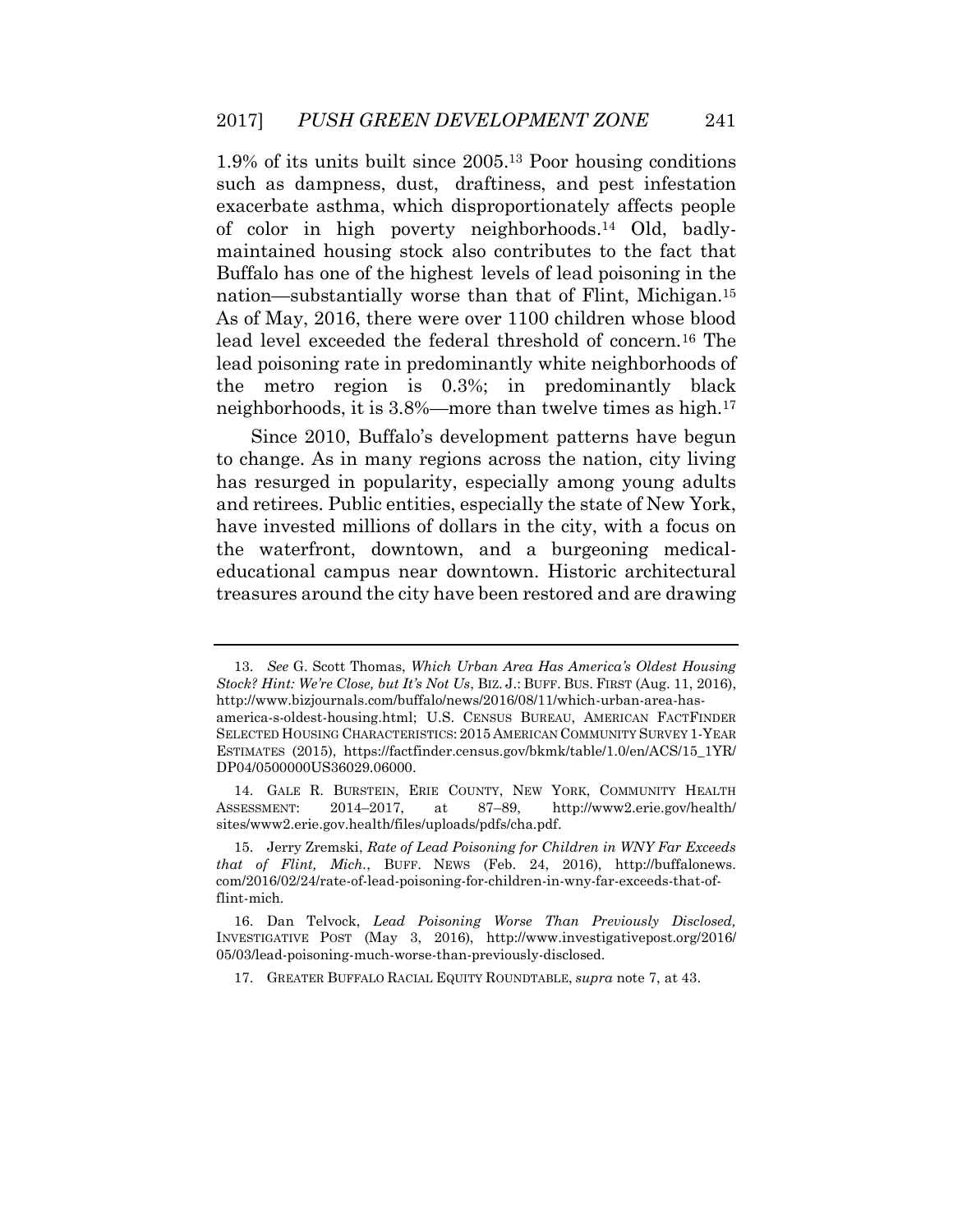1.9% of its units built since 2005.[13] Poor housing conditions such as dampness, dust, draftiness, and pest infestation exacerbate asthma, which disproportionately affects people of color in high poverty neighborhoods.[14] Old, badly-maintained housing stock also contributes to the fact that Buffalo has one of the highest levels of lead poisoning in the nation—substantially worse than that of Flint, Michigan.[15] As of May, 2016, there were over 1100 children whose blood lead level exceeded the federal threshold of concern.[16] The lead poisoning rate in predominantly white neighborhoods of the metro region is 0.3%; in predominantly black neighborhoods, it is 3.8%—more than twelve times as high.[17]

Since 2010, Buffalo's development patterns have begun to change. As in many regions across the nation, city living has resurged in popularity, especially among young adults and retirees. Public entities, especially the state of New York, have invested millions of dollars in the city, with a focus on the waterfront, downtown, and a burgeoning medical-educational campus near downtown. Historic architectural treasures around the city have been restored and are drawing

---

13. *See* G. Scott Thomas, *Which Urban Area Has America's Oldest Housing Stock? Hint: We're Close, but It's Not Us*, BIZ. J.: BUFF. BUS. FIRST (Aug. 11, 2016), http://www.bizjournals.com/buffalo/news/2016/08/11/which-urban-area-has-america-s-oldest-housing.html; U.S. CENSUS BUREAU, AMERICAN FACTFINDER SELECTED HOUSING CHARACTERISTICS: 2015 AMERICAN COMMUNITY SURVEY 1-YEAR ESTIMATES (2015), https://factfinder.census.gov/bkmk/table/1.0/en/ACS/15_1YR/DP04/0500000US36029.06000.

14. GALE R. BURSTEIN, ERIE COUNTY, NEW YORK, COMMUNITY HEALTH ASSESSMENT: 2014–2017, at 87–89, http://www2.erie.gov/health/sites/www2.erie.gov.health/files/uploads/pdfs/cha.pdf.

15. Jerry Zremski, *Rate of Lead Poisoning for Children in WNY Far Exceeds that of Flint, Mich.*, BUFF. NEWS (Feb. 24, 2016), http://buffalonews.com/2016/02/24/rate-of-lead-poisoning-for-children-in-wny-far-exceeds-that-of-flint-mich.

16. Dan Telvock, *Lead Poisoning Worse Than Previously Disclosed,* INVESTIGATIVE POST (May 3, 2016), http://www.investigativepost.org/2016/05/03/lead-poisoning-much-worse-than-previously-disclosed.

17. GREATER BUFFALO RACIAL EQUITY ROUNDTABLE, *supra* note 7, at 43.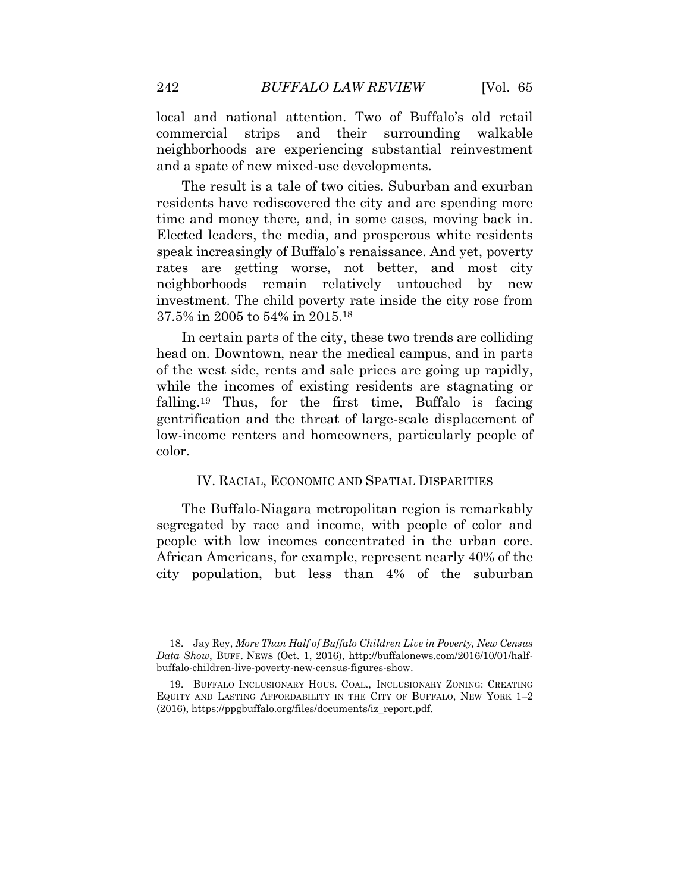local and national attention. Two of Buffalo's old retail commercial strips and their surrounding walkable neighborhoods are experiencing substantial reinvestment and a spate of new mixed-use developments.

The result is a tale of two cities. Suburban and exurban residents have rediscovered the city and are spending more time and money there, and, in some cases, moving back in. Elected leaders, the media, and prosperous white residents speak increasingly of Buffalo's renaissance. And yet, poverty rates are getting worse, not better, and most city neighborhoods remain relatively untouched by new investment. The child poverty rate inside the city rose from 37.5% in 2005 to 54% in 2015.[18]

In certain parts of the city, these two trends are colliding head on. Downtown, near the medical campus, and in parts of the west side, rents and sale prices are going up rapidly, while the incomes of existing residents are stagnating or falling.[19] Thus, for the first time, Buffalo is facing gentrification and the threat of large-scale displacement of low-income renters and homeowners, particularly people of color.

## IV. Racial, Economic and Spatial Disparities

The Buffalo-Niagara metropolitan region is remarkably segregated by race and income, with people of color and people with low incomes concentrated in the urban core. African Americans, for example, represent nearly 40% of the city population, but less than 4% of the suburban

---

18. Jay Rey, *More Than Half of Buffalo Children Live in Poverty, New Census Data Show*, BUFF. NEWS (Oct. 1, 2016), http://buffalonews.com/2016/10/01/half-buffalo-children-live-poverty-new-census-figures-show.

19. BUFFALO INCLUSIONARY HOUS. COAL., INCLUSIONARY ZONING: CREATING EQUITY AND LASTING AFFORDABILITY IN THE CITY OF BUFFALO, NEW YORK 1–2 (2016), https://ppgbuffalo.org/files/documents/iz_report.pdf.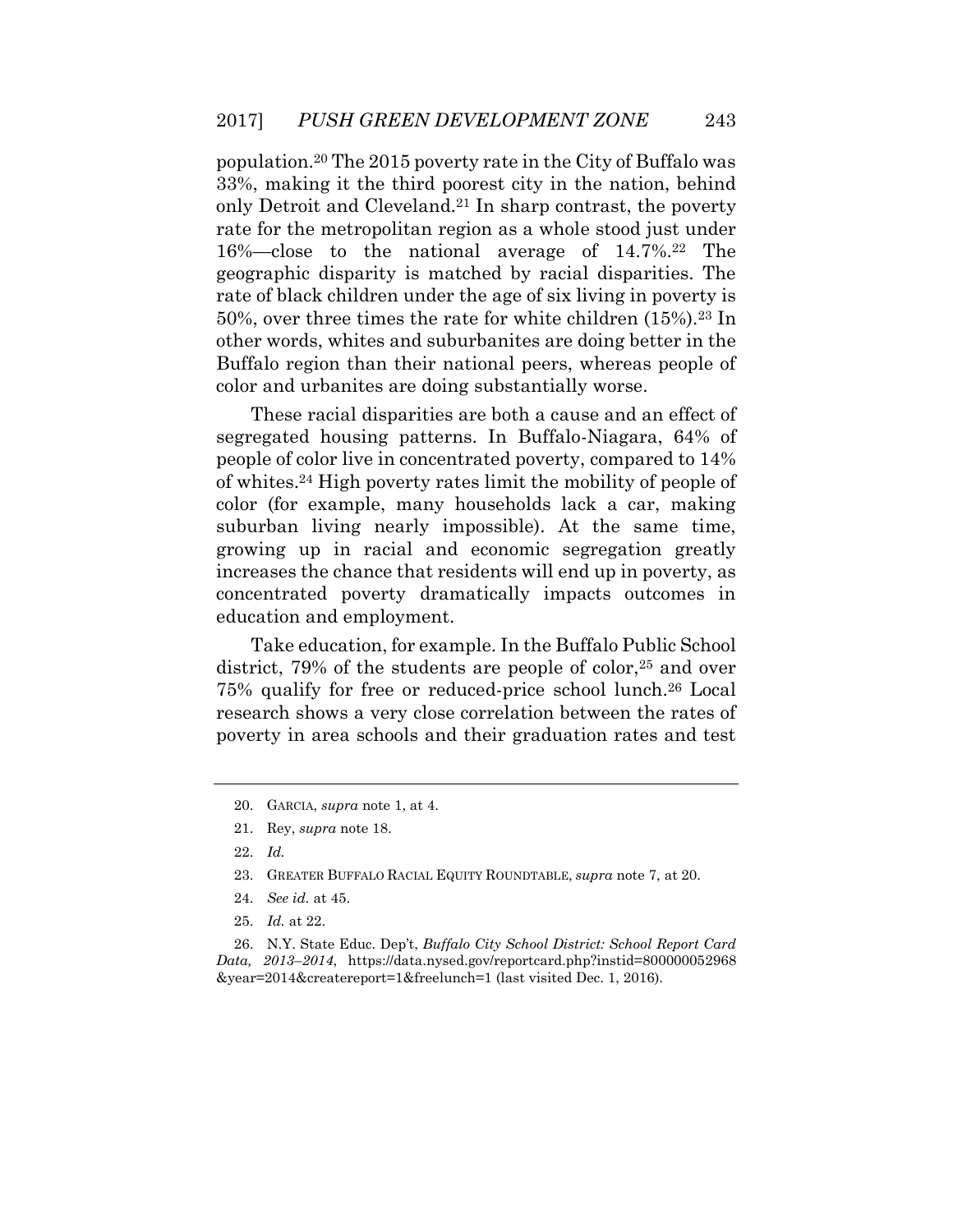population.[20] The 2015 poverty rate in the City of Buffalo was 33%, making it the third poorest city in the nation, behind only Detroit and Cleveland.[21] In sharp contrast, the poverty rate for the metropolitan region as a whole stood just under 16%—close to the national average of 14.7%.[22] The geographic disparity is matched by racial disparities. The rate of black children under the age of six living in poverty is 50%, over three times the rate for white children (15%).[23] In other words, whites and suburbanites are doing better in the Buffalo region than their national peers, whereas people of color and urbanites are doing substantially worse.

These racial disparities are both a cause and an effect of segregated housing patterns. In Buffalo-Niagara, 64% of people of color live in concentrated poverty, compared to 14% of whites.[24] High poverty rates limit the mobility of people of color (for example, many households lack a car, making suburban living nearly impossible). At the same time, growing up in racial and economic segregation greatly increases the chance that residents will end up in poverty, as concentrated poverty dramatically impacts outcomes in education and employment.

Take education, for example. In the Buffalo Public School district, 79% of the students are people of color,[25] and over 75% qualify for free or reduced-price school lunch.[26] Local research shows a very close correlation between the rates of poverty in area schools and their graduation rates and test

---

20. GARCIA, *supra* note 1, at 4.

21. Rey, *supra* note 18.

22. *Id.*

23. GREATER BUFFALO RACIAL EQUITY ROUNDTABLE, *supra* note 7, at 20.

24. *See id.* at 45.

25. *Id.* at 22.

26. N.Y. State Educ. Dep't, *Buffalo City School District: School Report Card Data, 2013–2014*, https://data.nysed.gov/reportcard.php?instid=800000052968&year=2014&createreport=1&freelunch=1 (last visited Dec. 1, 2016).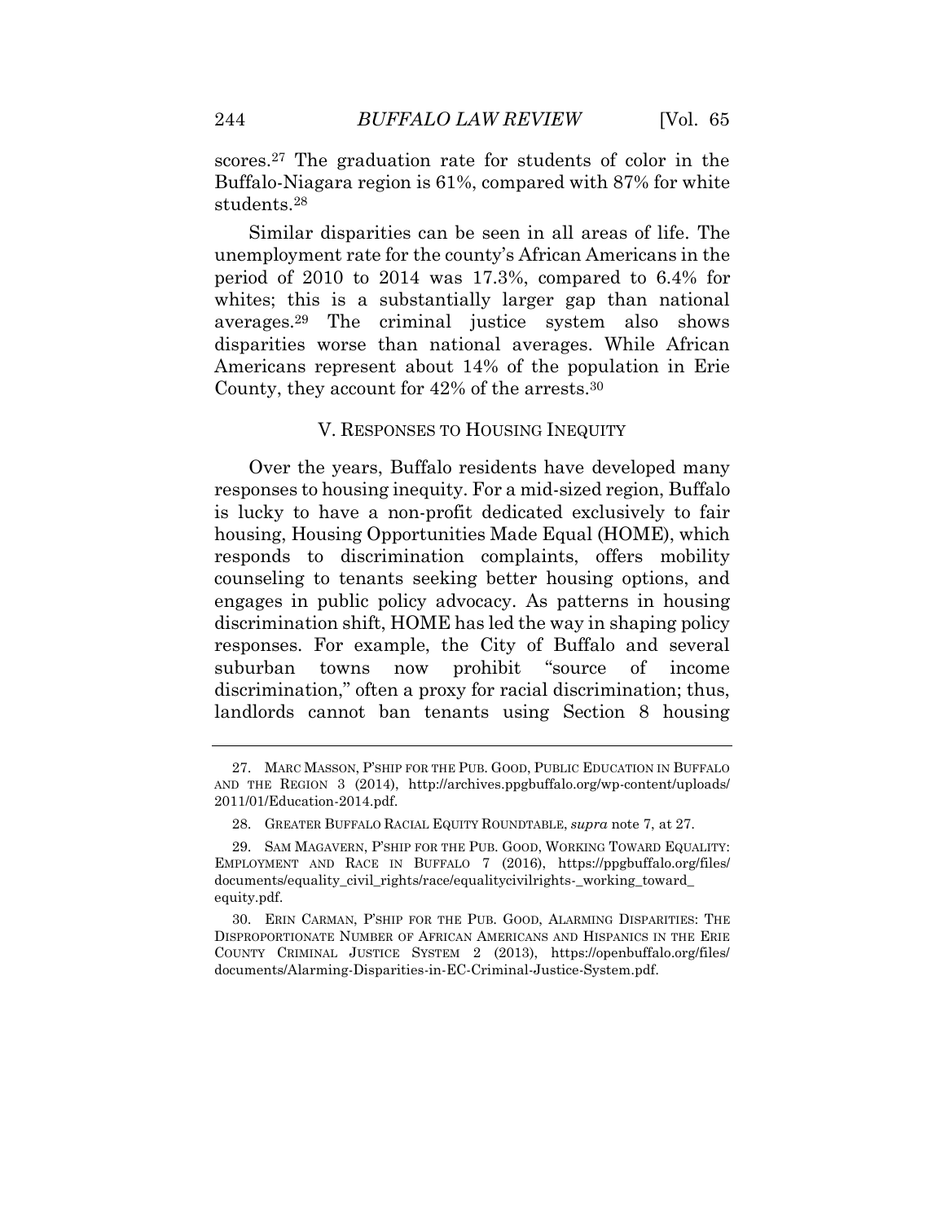scores.[27] The graduation rate for students of color in the Buffalo-Niagara region is 61%, compared with 87% for white students.[28]

Similar disparities can be seen in all areas of life. The unemployment rate for the county's African Americans in the period of 2010 to 2014 was 17.3%, compared to 6.4% for whites; this is a substantially larger gap than national averages.[29] The criminal justice system also shows disparities worse than national averages. While African Americans represent about 14% of the population in Erie County, they account for 42% of the arrests.[30]

## V. RESPONSES TO HOUSING INEQUITY

Over the years, Buffalo residents have developed many responses to housing inequity. For a mid-sized region, Buffalo is lucky to have a non-profit dedicated exclusively to fair housing, Housing Opportunities Made Equal (HOME), which responds to discrimination complaints, offers mobility counseling to tenants seeking better housing options, and engages in public policy advocacy. As patterns in housing discrimination shift, HOME has led the way in shaping policy responses. For example, the City of Buffalo and several suburban towns now prohibit "source of income discrimination," often a proxy for racial discrimination; thus, landlords cannot ban tenants using Section 8 housing

---

27. MARC MASSON, P'SHIP FOR THE PUB. GOOD, PUBLIC EDUCATION IN BUFFALO AND THE REGION 3 (2014), http://archives.ppgbuffalo.org/wp-content/uploads/2011/01/Education-2014.pdf.

28. GREATER BUFFALO RACIAL EQUITY ROUNDTABLE, *supra* note 7, at 27.

29. SAM MAGAVERN, P'SHIP FOR THE PUB. GOOD, WORKING TOWARD EQUALITY: EMPLOYMENT AND RACE IN BUFFALO 7 (2016), https://ppgbuffalo.org/files/documents/equality_civil_rights/race/equalitycivilrights-_working_toward_equity.pdf.

30. ERIN CARMAN, P'SHIP FOR THE PUB. GOOD, ALARMING DISPARITIES: THE DISPROPORTIONATE NUMBER OF AFRICAN AMERICANS AND HISPANICS IN THE ERIE COUNTY CRIMINAL JUSTICE SYSTEM 2 (2013), https://openbuffalo.org/files/documents/Alarming-Disparities-in-EC-Criminal-Justice-System.pdf.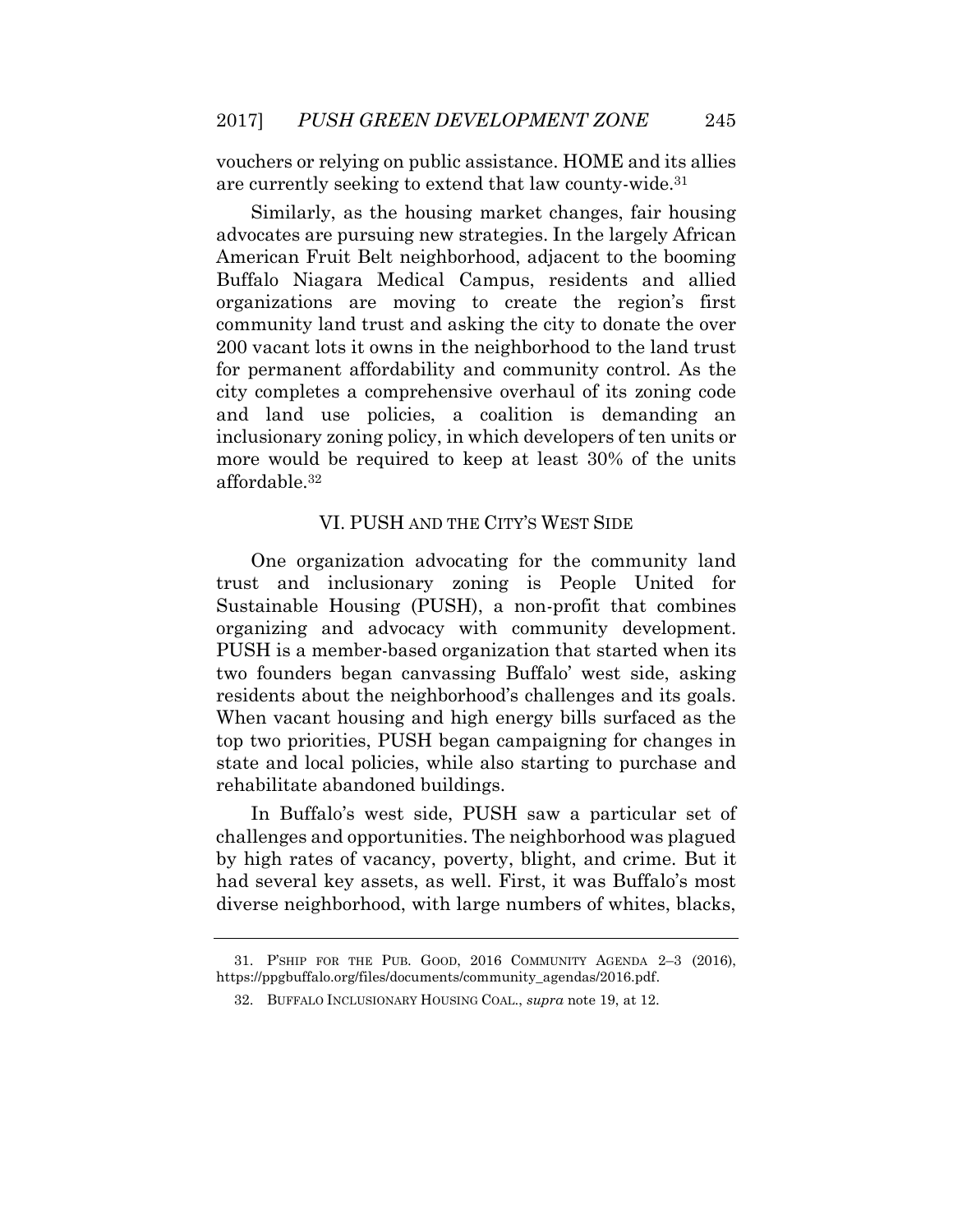vouchers or relying on public assistance. HOME and its allies are currently seeking to extend that law county-wide.[31]

Similarly, as the housing market changes, fair housing advocates are pursuing new strategies. In the largely African American Fruit Belt neighborhood, adjacent to the booming Buffalo Niagara Medical Campus, residents and allied organizations are moving to create the region's first community land trust and asking the city to donate the over 200 vacant lots it owns in the neighborhood to the land trust for permanent affordability and community control. As the city completes a comprehensive overhaul of its zoning code and land use policies, a coalition is demanding an inclusionary zoning policy, in which developers of ten units or more would be required to keep at least 30% of the units affordable.[32]

## VI. PUSH AND THE CITY'S WEST SIDE

One organization advocating for the community land trust and inclusionary zoning is People United for Sustainable Housing (PUSH), a non-profit that combines organizing and advocacy with community development. PUSH is a member-based organization that started when its two founders began canvassing Buffalo' west side, asking residents about the neighborhood's challenges and its goals. When vacant housing and high energy bills surfaced as the top two priorities, PUSH began campaigning for changes in state and local policies, while also starting to purchase and rehabilitate abandoned buildings.

In Buffalo's west side, PUSH saw a particular set of challenges and opportunities. The neighborhood was plagued by high rates of vacancy, poverty, blight, and crime. But it had several key assets, as well. First, it was Buffalo's most diverse neighborhood, with large numbers of whites, blacks,

---

31. P'SHIP FOR THE PUB. GOOD, 2016 COMMUNITY AGENDA 2–3 (2016), https://ppgbuffalo.org/files/documents/community_agendas/2016.pdf.

32. BUFFALO INCLUSIONARY HOUSING COAL., *supra* note 19, at 12.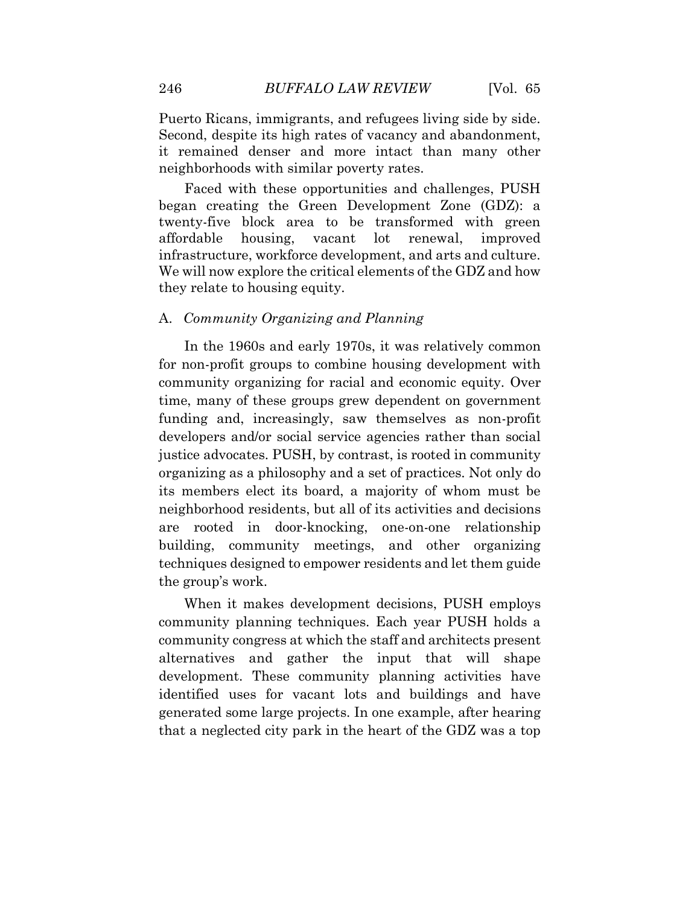Puerto Ricans, immigrants, and refugees living side by side. Second, despite its high rates of vacancy and abandonment, it remained denser and more intact than many other neighborhoods with similar poverty rates.

Faced with these opportunities and challenges, PUSH began creating the Green Development Zone (GDZ): a twenty-five block area to be transformed with green affordable housing, vacant lot renewal, improved infrastructure, workforce development, and arts and culture. We will now explore the critical elements of the GDZ and how they relate to housing equity.

### A. *Community Organizing and Planning*

In the 1960s and early 1970s, it was relatively common for non-profit groups to combine housing development with community organizing for racial and economic equity. Over time, many of these groups grew dependent on government funding and, increasingly, saw themselves as non-profit developers and/or social service agencies rather than social justice advocates. PUSH, by contrast, is rooted in community organizing as a philosophy and a set of practices. Not only do its members elect its board, a majority of whom must be neighborhood residents, but all of its activities and decisions are rooted in door-knocking, one-on-one relationship building, community meetings, and other organizing techniques designed to empower residents and let them guide the group's work.

When it makes development decisions, PUSH employs community planning techniques. Each year PUSH holds a community congress at which the staff and architects present alternatives and gather the input that will shape development. These community planning activities have identified uses for vacant lots and buildings and have generated some large projects. In one example, after hearing that a neglected city park in the heart of the GDZ was a top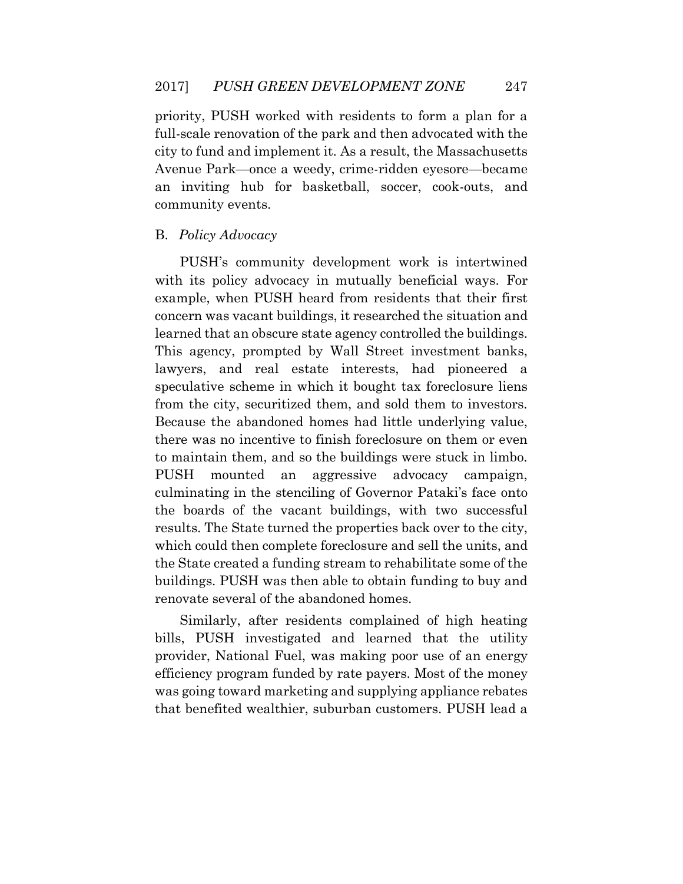priority, PUSH worked with residents to form a plan for a full-scale renovation of the park and then advocated with the city to fund and implement it. As a result, the Massachusetts Avenue Park—once a weedy, crime-ridden eyesore—became an inviting hub for basketball, soccer, cook-outs, and community events.

## B. *Policy Advocacy*

PUSH's community development work is intertwined with its policy advocacy in mutually beneficial ways. For example, when PUSH heard from residents that their first concern was vacant buildings, it researched the situation and learned that an obscure state agency controlled the buildings. This agency, prompted by Wall Street investment banks, lawyers, and real estate interests, had pioneered a speculative scheme in which it bought tax foreclosure liens from the city, securitized them, and sold them to investors. Because the abandoned homes had little underlying value, there was no incentive to finish foreclosure on them or even to maintain them, and so the buildings were stuck in limbo. PUSH mounted an aggressive advocacy campaign, culminating in the stenciling of Governor Pataki's face onto the boards of the vacant buildings, with two successful results. The State turned the properties back over to the city, which could then complete foreclosure and sell the units, and the State created a funding stream to rehabilitate some of the buildings. PUSH was then able to obtain funding to buy and renovate several of the abandoned homes.

Similarly, after residents complained of high heating bills, PUSH investigated and learned that the utility provider, National Fuel, was making poor use of an energy efficiency program funded by rate payers. Most of the money was going toward marketing and supplying appliance rebates that benefited wealthier, suburban customers. PUSH lead a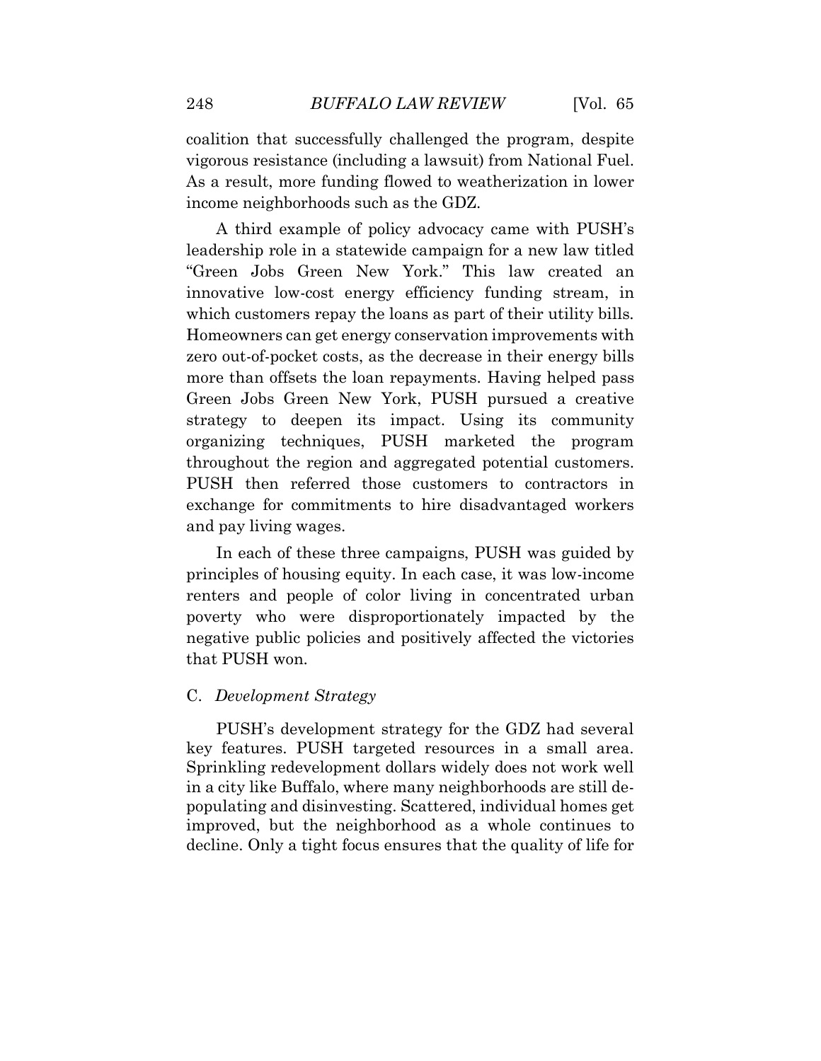coalition that successfully challenged the program, despite vigorous resistance (including a lawsuit) from National Fuel. As a result, more funding flowed to weatherization in lower income neighborhoods such as the GDZ.

A third example of policy advocacy came with PUSH's leadership role in a statewide campaign for a new law titled "Green Jobs Green New York." This law created an innovative low-cost energy efficiency funding stream, in which customers repay the loans as part of their utility bills. Homeowners can get energy conservation improvements with zero out-of-pocket costs, as the decrease in their energy bills more than offsets the loan repayments. Having helped pass Green Jobs Green New York, PUSH pursued a creative strategy to deepen its impact. Using its community organizing techniques, PUSH marketed the program throughout the region and aggregated potential customers. PUSH then referred those customers to contractors in exchange for commitments to hire disadvantaged workers and pay living wages.

In each of these three campaigns, PUSH was guided by principles of housing equity. In each case, it was low-income renters and people of color living in concentrated urban poverty who were disproportionately impacted by the negative public policies and positively affected the victories that PUSH won.

### C. *Development Strategy*

PUSH's development strategy for the GDZ had several key features. PUSH targeted resources in a small area. Sprinkling redevelopment dollars widely does not work well in a city like Buffalo, where many neighborhoods are still depopulating and disinvesting. Scattered, individual homes get improved, but the neighborhood as a whole continues to decline. Only a tight focus ensures that the quality of life for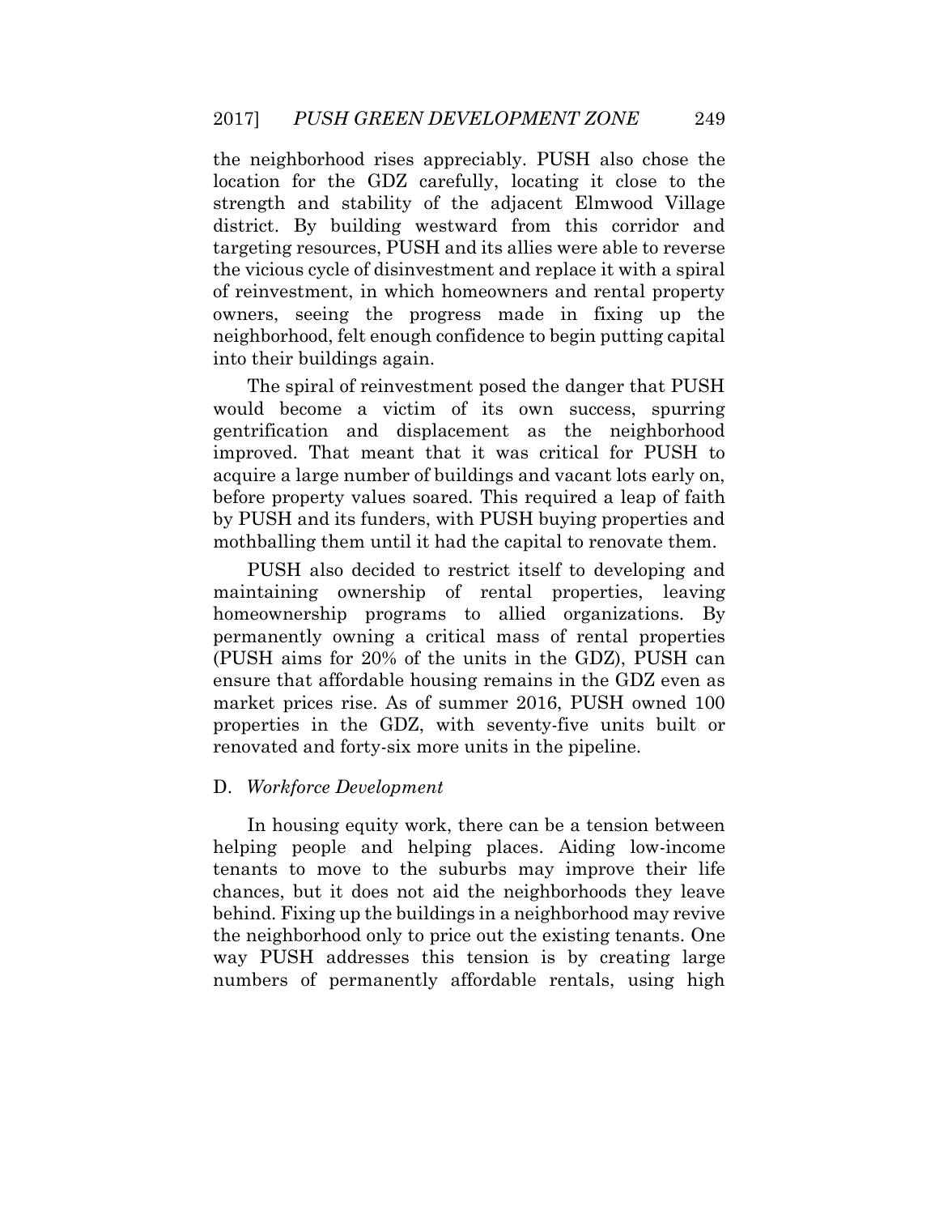the neighborhood rises appreciably. PUSH also chose the location for the GDZ carefully, locating it close to the strength and stability of the adjacent Elmwood Village district. By building westward from this corridor and targeting resources, PUSH and its allies were able to reverse the vicious cycle of disinvestment and replace it with a spiral of reinvestment, in which homeowners and rental property owners, seeing the progress made in fixing up the neighborhood, felt enough confidence to begin putting capital into their buildings again.

The spiral of reinvestment posed the danger that PUSH would become a victim of its own success, spurring gentrification and displacement as the neighborhood improved. That meant that it was critical for PUSH to acquire a large number of buildings and vacant lots early on, before property values soared. This required a leap of faith by PUSH and its funders, with PUSH buying properties and mothballing them until it had the capital to renovate them.

PUSH also decided to restrict itself to developing and maintaining ownership of rental properties, leaving homeownership programs to allied organizations. By permanently owning a critical mass of rental properties (PUSH aims for 20% of the units in the GDZ), PUSH can ensure that affordable housing remains in the GDZ even as market prices rise. As of summer 2016, PUSH owned 100 properties in the GDZ, with seventy-five units built or renovated and forty-six more units in the pipeline.

## D. *Workforce Development*

In housing equity work, there can be a tension between helping people and helping places. Aiding low-income tenants to move to the suburbs may improve their life chances, but it does not aid the neighborhoods they leave behind. Fixing up the buildings in a neighborhood may revive the neighborhood only to price out the existing tenants. One way PUSH addresses this tension is by creating large numbers of permanently affordable rentals, using high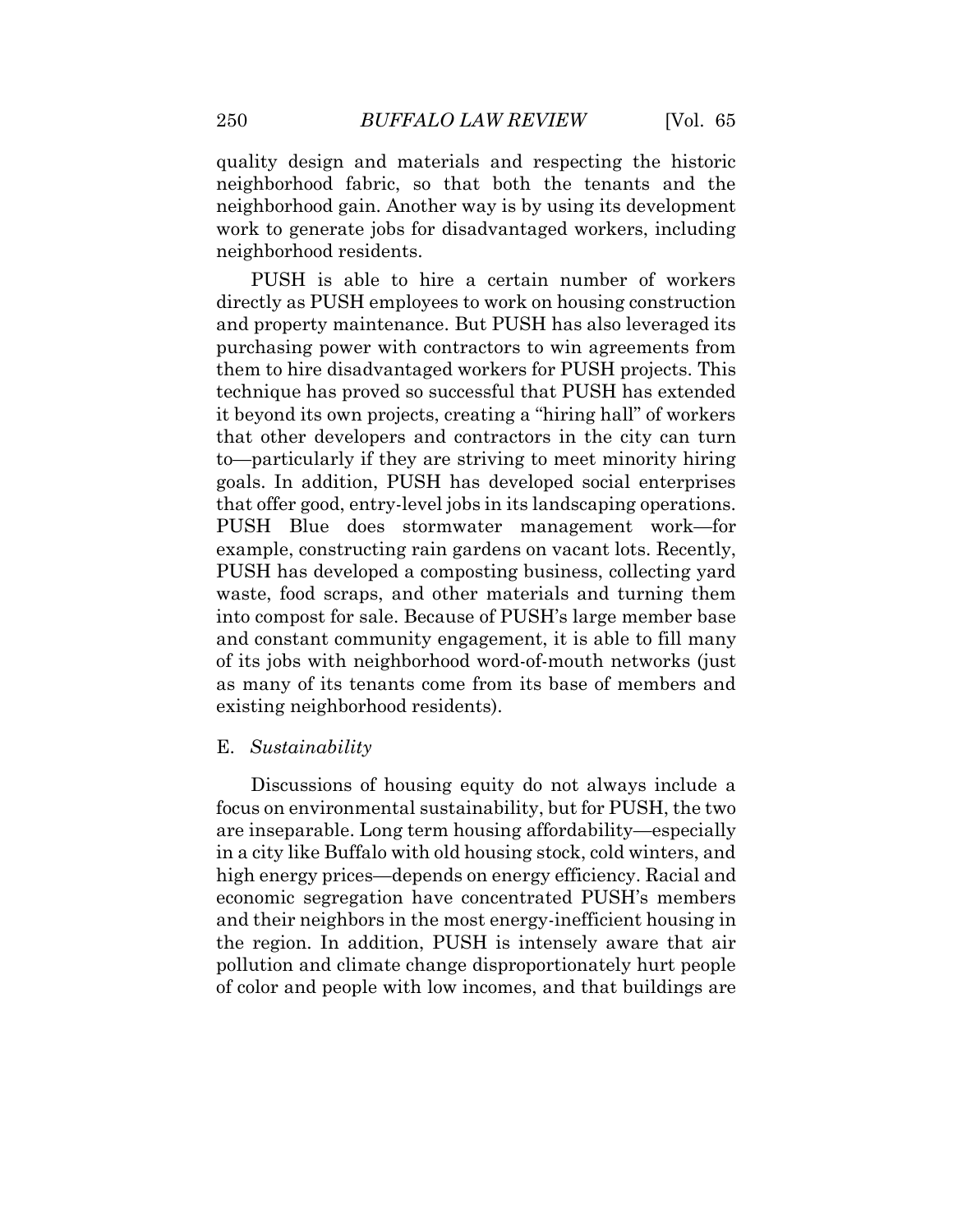quality design and materials and respecting the historic neighborhood fabric, so that both the tenants and the neighborhood gain. Another way is by using its development work to generate jobs for disadvantaged workers, including neighborhood residents.

PUSH is able to hire a certain number of workers directly as PUSH employees to work on housing construction and property maintenance. But PUSH has also leveraged its purchasing power with contractors to win agreements from them to hire disadvantaged workers for PUSH projects. This technique has proved so successful that PUSH has extended it beyond its own projects, creating a "hiring hall" of workers that other developers and contractors in the city can turn to—particularly if they are striving to meet minority hiring goals. In addition, PUSH has developed social enterprises that offer good, entry-level jobs in its landscaping operations. PUSH Blue does stormwater management work—for example, constructing rain gardens on vacant lots. Recently, PUSH has developed a composting business, collecting yard waste, food scraps, and other materials and turning them into compost for sale. Because of PUSH's large member base and constant community engagement, it is able to fill many of its jobs with neighborhood word-of-mouth networks (just as many of its tenants come from its base of members and existing neighborhood residents).

### E. *Sustainability*

Discussions of housing equity do not always include a focus on environmental sustainability, but for PUSH, the two are inseparable. Long term housing affordability—especially in a city like Buffalo with old housing stock, cold winters, and high energy prices—depends on energy efficiency. Racial and economic segregation have concentrated PUSH's members and their neighbors in the most energy-inefficient housing in the region. In addition, PUSH is intensely aware that air pollution and climate change disproportionately hurt people of color and people with low incomes, and that buildings are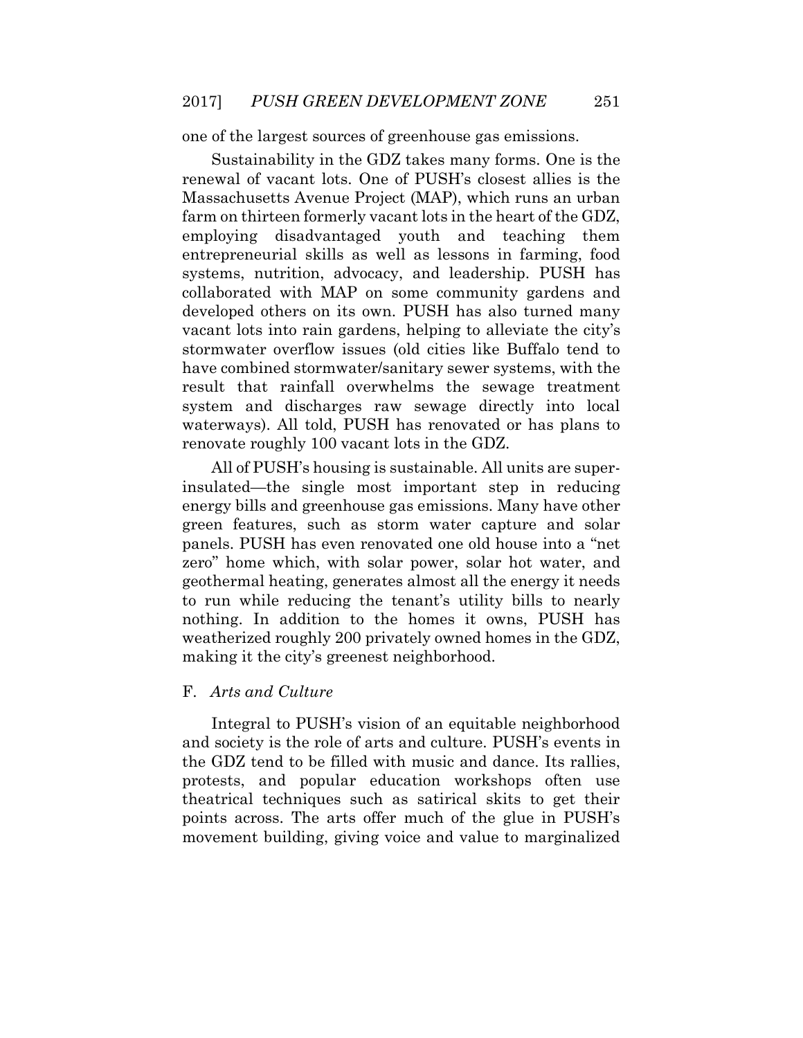one of the largest sources of greenhouse gas emissions.

Sustainability in the GDZ takes many forms. One is the renewal of vacant lots. One of PUSH's closest allies is the Massachusetts Avenue Project (MAP), which runs an urban farm on thirteen formerly vacant lots in the heart of the GDZ, employing disadvantaged youth and teaching them entrepreneurial skills as well as lessons in farming, food systems, nutrition, advocacy, and leadership. PUSH has collaborated with MAP on some community gardens and developed others on its own. PUSH has also turned many vacant lots into rain gardens, helping to alleviate the city's stormwater overflow issues (old cities like Buffalo tend to have combined stormwater/sanitary sewer systems, with the result that rainfall overwhelms the sewage treatment system and discharges raw sewage directly into local waterways). All told, PUSH has renovated or has plans to renovate roughly 100 vacant lots in the GDZ.

All of PUSH's housing is sustainable. All units are super-insulated—the single most important step in reducing energy bills and greenhouse gas emissions. Many have other green features, such as storm water capture and solar panels. PUSH has even renovated one old house into a "net zero" home which, with solar power, solar hot water, and geothermal heating, generates almost all the energy it needs to run while reducing the tenant's utility bills to nearly nothing. In addition to the homes it owns, PUSH has weatherized roughly 200 privately owned homes in the GDZ, making it the city's greenest neighborhood.

### F. *Arts and Culture*

Integral to PUSH's vision of an equitable neighborhood and society is the role of arts and culture. PUSH's events in the GDZ tend to be filled with music and dance. Its rallies, protests, and popular education workshops often use theatrical techniques such as satirical skits to get their points across. The arts offer much of the glue in PUSH's movement building, giving voice and value to marginalized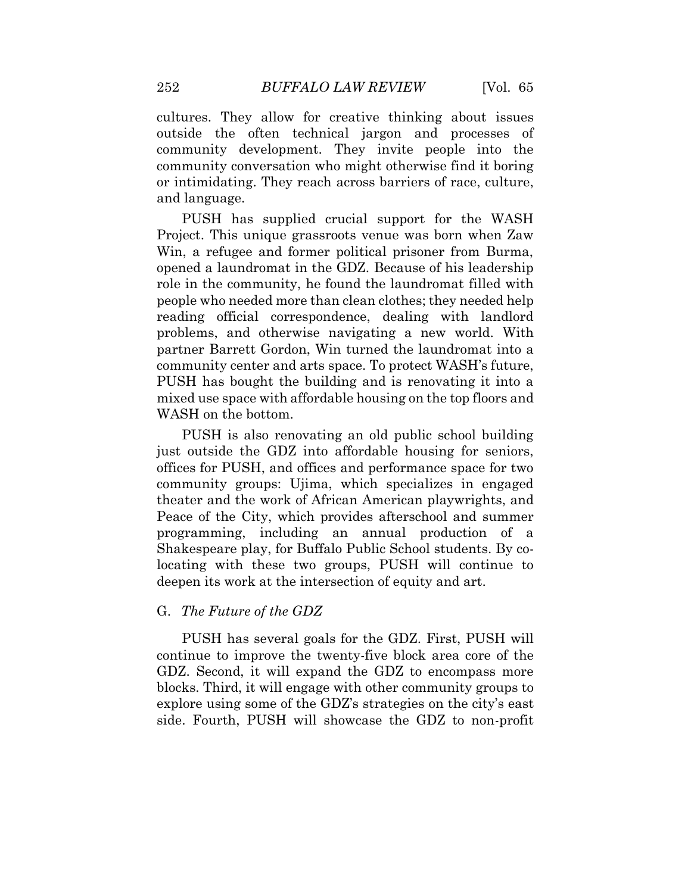cultures. They allow for creative thinking about issues outside the often technical jargon and processes of community development. They invite people into the community conversation who might otherwise find it boring or intimidating. They reach across barriers of race, culture, and language.

PUSH has supplied crucial support for the WASH Project. This unique grassroots venue was born when Zaw Win, a refugee and former political prisoner from Burma, opened a laundromat in the GDZ. Because of his leadership role in the community, he found the laundromat filled with people who needed more than clean clothes; they needed help reading official correspondence, dealing with landlord problems, and otherwise navigating a new world. With partner Barrett Gordon, Win turned the laundromat into a community center and arts space. To protect WASH's future, PUSH has bought the building and is renovating it into a mixed use space with affordable housing on the top floors and WASH on the bottom.

PUSH is also renovating an old public school building just outside the GDZ into affordable housing for seniors, offices for PUSH, and offices and performance space for two community groups: Ujima, which specializes in engaged theater and the work of African American playwrights, and Peace of the City, which provides afterschool and summer programming, including an annual production of a Shakespeare play, for Buffalo Public School students. By co-locating with these two groups, PUSH will continue to deepen its work at the intersection of equity and art.

### G. *The Future of the GDZ*

PUSH has several goals for the GDZ. First, PUSH will continue to improve the twenty-five block area core of the GDZ. Second, it will expand the GDZ to encompass more blocks. Third, it will engage with other community groups to explore using some of the GDZ's strategies on the city's east side. Fourth, PUSH will showcase the GDZ to non-profit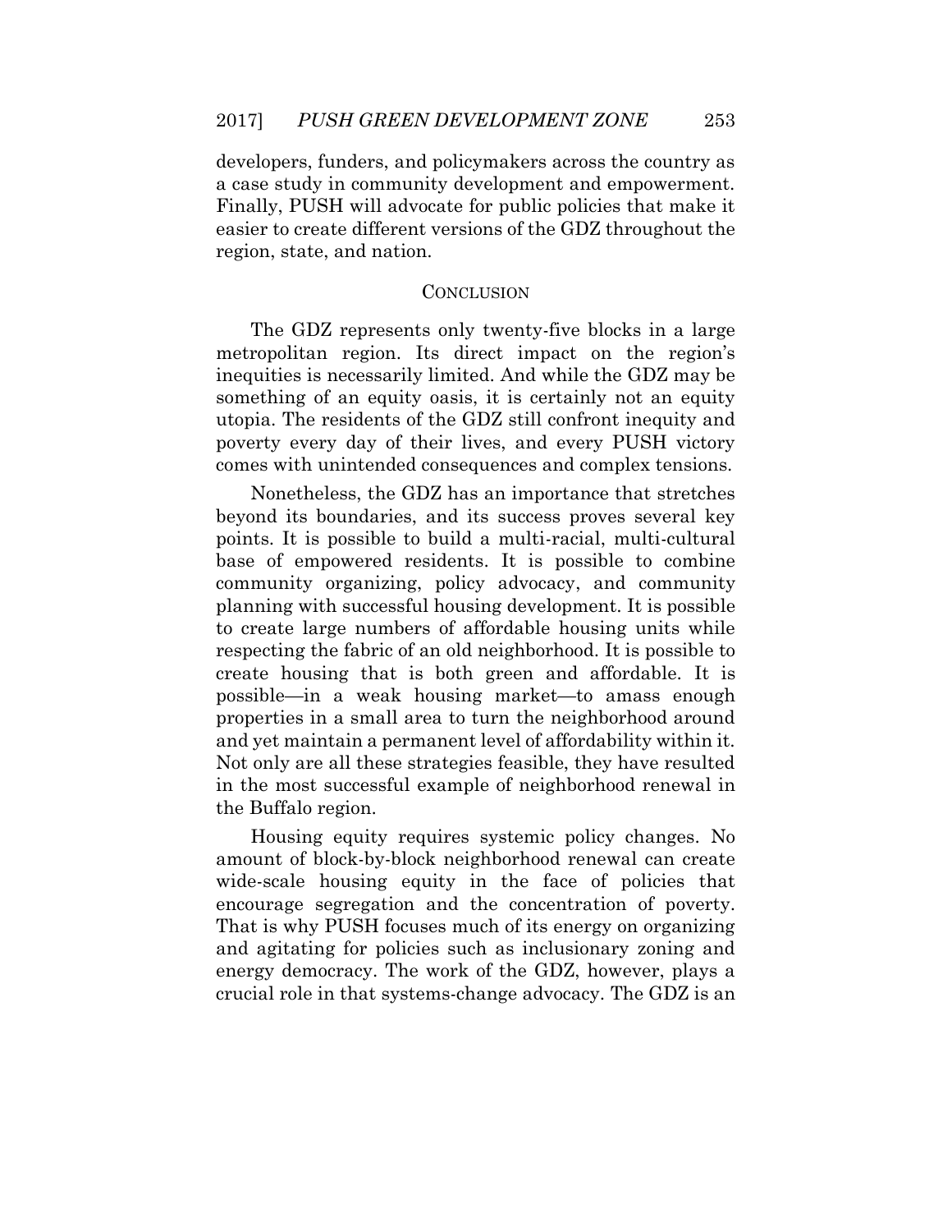developers, funders, and policymakers across the country as a case study in community development and empowerment. Finally, PUSH will advocate for public policies that make it easier to create different versions of the GDZ throughout the region, state, and nation.

## CONCLUSION

The GDZ represents only twenty-five blocks in a large metropolitan region. Its direct impact on the region's inequities is necessarily limited. And while the GDZ may be something of an equity oasis, it is certainly not an equity utopia. The residents of the GDZ still confront inequity and poverty every day of their lives, and every PUSH victory comes with unintended consequences and complex tensions.

Nonetheless, the GDZ has an importance that stretches beyond its boundaries, and its success proves several key points. It is possible to build a multi-racial, multi-cultural base of empowered residents. It is possible to combine community organizing, policy advocacy, and community planning with successful housing development. It is possible to create large numbers of affordable housing units while respecting the fabric of an old neighborhood. It is possible to create housing that is both green and affordable. It is possible—in a weak housing market—to amass enough properties in a small area to turn the neighborhood around and yet maintain a permanent level of affordability within it. Not only are all these strategies feasible, they have resulted in the most successful example of neighborhood renewal in the Buffalo region.

Housing equity requires systemic policy changes. No amount of block-by-block neighborhood renewal can create wide-scale housing equity in the face of policies that encourage segregation and the concentration of poverty. That is why PUSH focuses much of its energy on organizing and agitating for policies such as inclusionary zoning and energy democracy. The work of the GDZ, however, plays a crucial role in that systems-change advocacy. The GDZ is an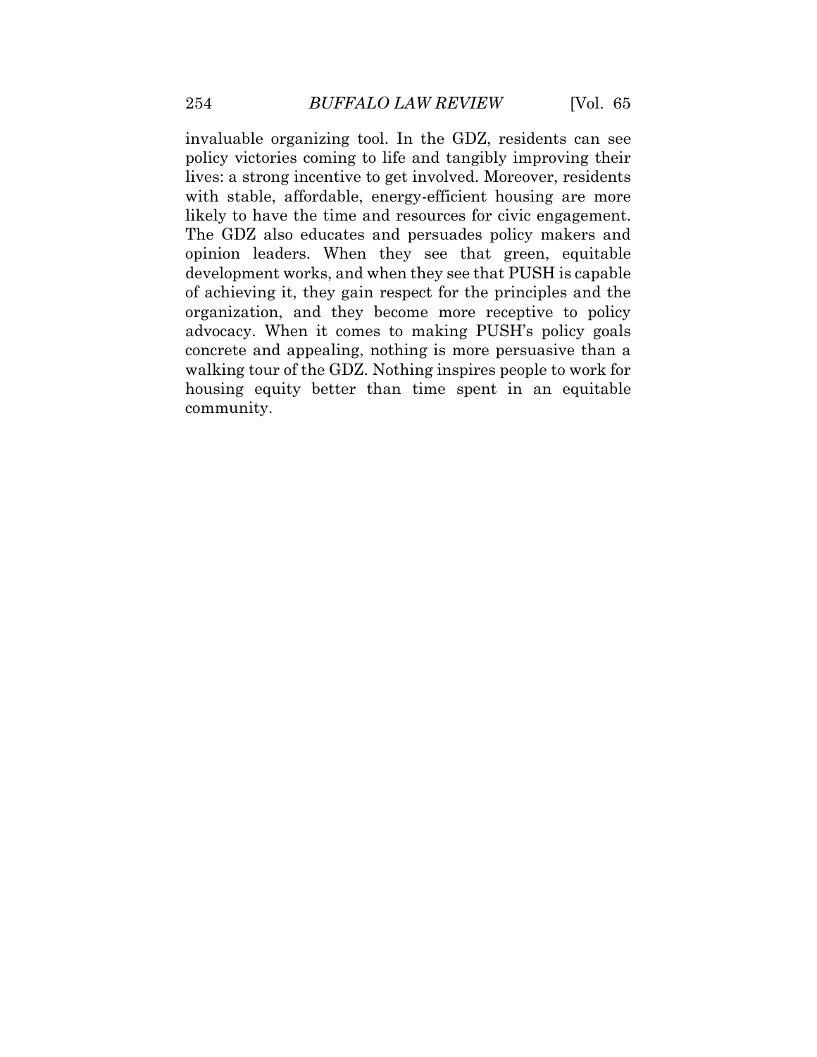invaluable organizing tool. In the GDZ, residents can see policy victories coming to life and tangibly improving their lives: a strong incentive to get involved. Moreover, residents with stable, affordable, energy-efficient housing are more likely to have the time and resources for civic engagement. The GDZ also educates and persuades policy makers and opinion leaders. When they see that green, equitable development works, and when they see that PUSH is capable of achieving it, they gain respect for the principles and the organization, and they become more receptive to policy advocacy. When it comes to making PUSH's policy goals concrete and appealing, nothing is more persuasive than a walking tour of the GDZ. Nothing inspires people to work for housing equity better than time spent in an equitable community.